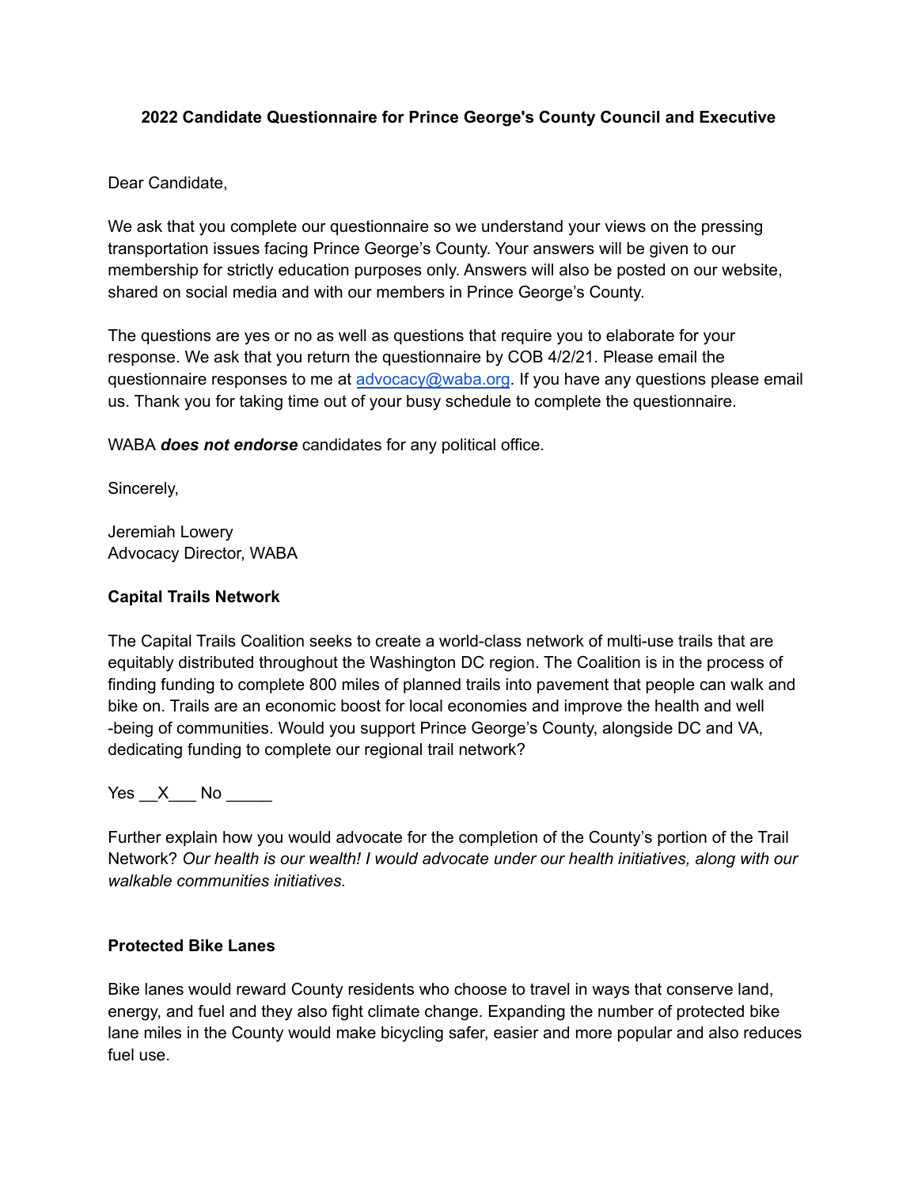**2022 Candidate Questionnaire for Prince George's County Council and Executive**

Dear Candidate,

We ask that you complete our questionnaire so we understand your views on the pressing transportation issues facing Prince George's County. Your answers will be given to our membership for strictly education purposes only. Answers will also be posted on our website, shared on social media and with our members in Prince George's County.

The questions are yes or no as well as questions that require you to elaborate for your response. We ask that you return the questionnaire by COB 4/2/21. Please email the questionnaire responses to me at [advocacy@waba.org](mailto:advocacy@waba.org). If you have any questions please email us. Thank you for taking time out of your busy schedule to complete the questionnaire.

WABA ***does not endorse*** candidates for any political office.

Sincerely,

Jeremiah Lowery
Advocacy Director, WABA

**Capital Trails Network**

The Capital Trails Coalition seeks to create a world-class network of multi-use trails that are equitably distributed throughout the Washington DC region. The Coalition is in the process of finding funding to complete 800 miles of planned trails into pavement that people can walk and bike on. Trails are an economic boost for local economies and improve the health and well -being of communities. Would you support Prince George's County, alongside DC and VA, dedicating funding to complete our regional trail network?

Yes \_\_X\_\_\_ No \_\_\_\_\_

Further explain how you would advocate for the completion of the County's portion of the Trail Network? *Our health is our wealth! I would advocate under our health initiatives, along with our walkable communities initiatives.*

**Protected Bike Lanes**

Bike lanes would reward County residents who choose to travel in ways that conserve land, energy, and fuel and they also fight climate change. Expanding the number of protected bike lane miles in the County would make bicycling safer, easier and more popular and also reduces fuel use.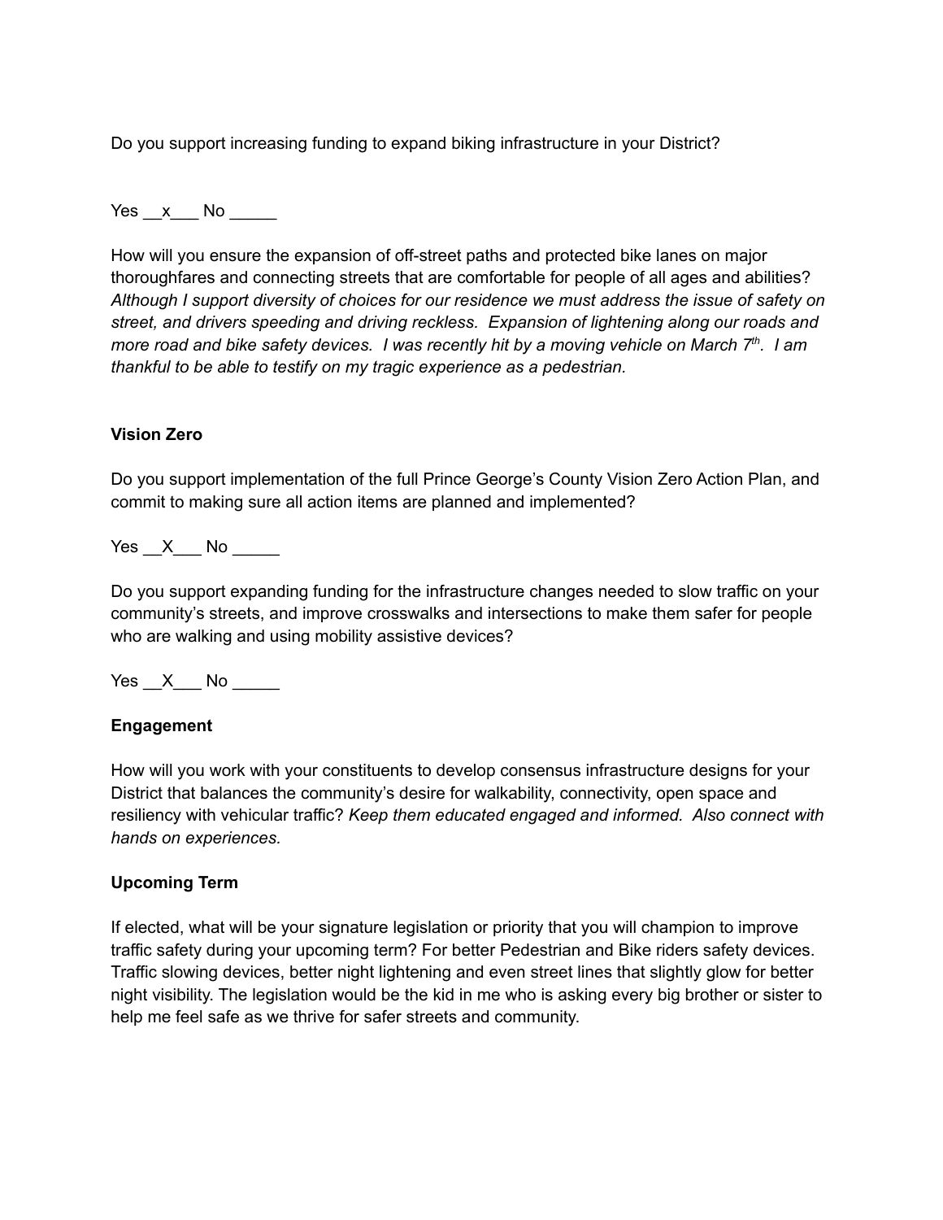Do you support increasing funding to expand biking infrastructure in your District?

Yes __x___ No _____

How will you ensure the expansion of off-street paths and protected bike lanes on major thoroughfares and connecting streets that are comfortable for people of all ages and abilities? *Although I support diversity of choices for our residence we must address the issue of safety on street, and drivers speeding and driving reckless. Expansion of lightening along our roads and more road and bike safety devices. I was recently hit by a moving vehicle on March 7th. I am thankful to be able to testify on my tragic experience as a pedestrian.*

**Vision Zero**

Do you support implementation of the full Prince George's County Vision Zero Action Plan, and commit to making sure all action items are planned and implemented?

Yes __X___ No _____

Do you support expanding funding for the infrastructure changes needed to slow traffic on your community's streets, and improve crosswalks and intersections to make them safer for people who are walking and using mobility assistive devices?

Yes __X___ No _____

**Engagement**

How will you work with your constituents to develop consensus infrastructure designs for your District that balances the community's desire for walkability, connectivity, open space and resiliency with vehicular traffic? *Keep them educated engaged and informed. Also connect with hands on experiences.*

**Upcoming Term**

If elected, what will be your signature legislation or priority that you will champion to improve traffic safety during your upcoming term? For better Pedestrian and Bike riders safety devices. Traffic slowing devices, better night lightening and even street lines that slightly glow for better night visibility. The legislation would be the kid in me who is asking every big brother or sister to help me feel safe as we thrive for safer streets and community.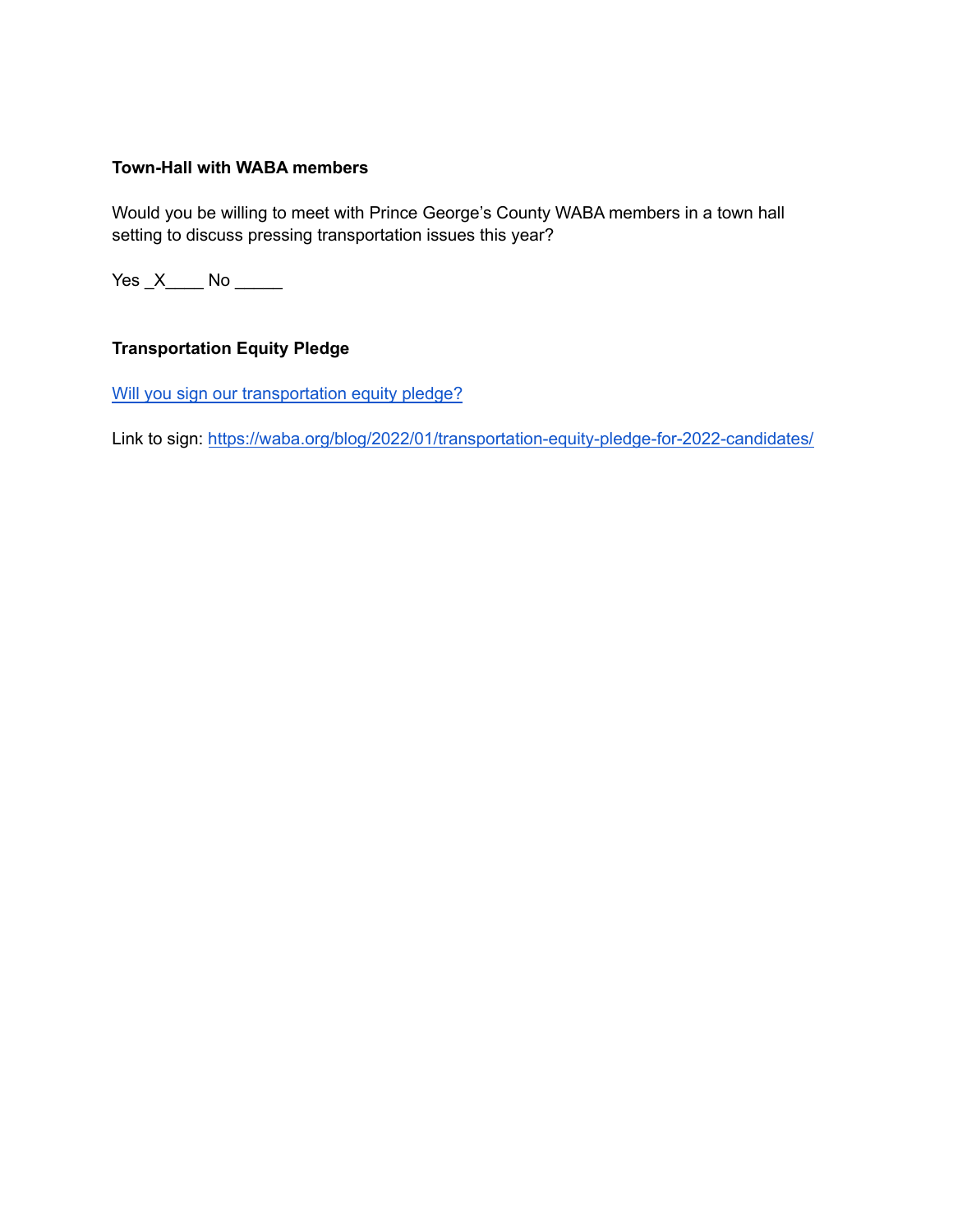**Town-Hall with WABA members**

Would you be willing to meet with Prince George's County WABA members in a town hall setting to discuss pressing transportation issues this year?

Yes _X____ No _____

**Transportation Equity Pledge**

[Will you sign our transportation equity pledge?](https://waba.org/blog/2022/01/transportation-equity-pledge-for-2022-candidates/)

Link to sign: https://waba.org/blog/2022/01/transportation-equity-pledge-for-2022-candidates/